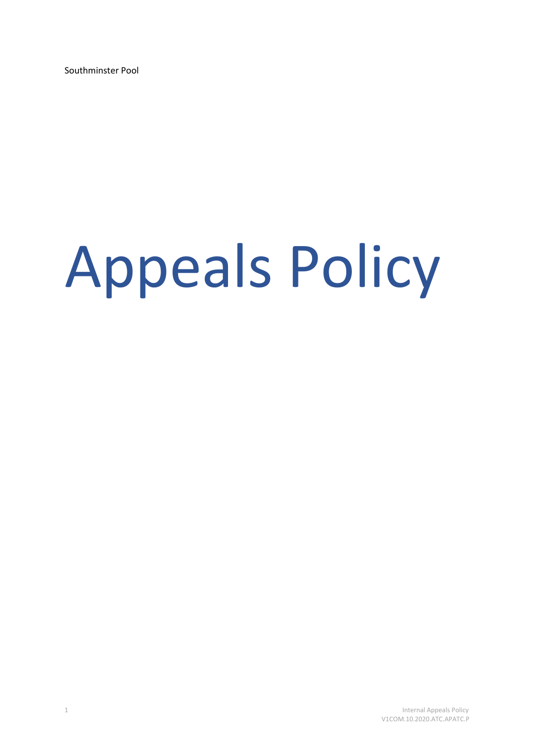Southminster Pool

# Appeals Policy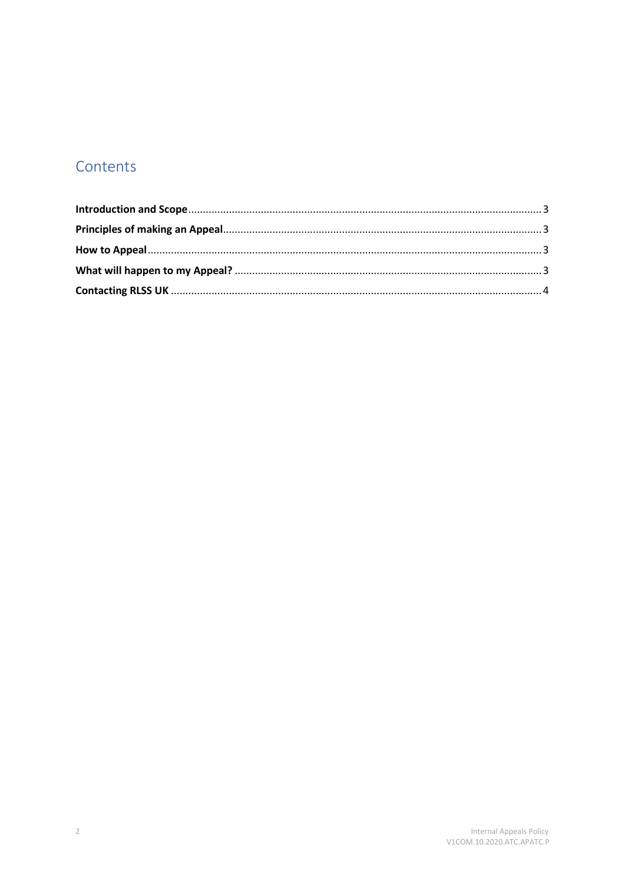## Contents

**Introduction and Scope** ........................................................................ 3

**Principles of making an Appeal** ........................................................................ 3

**How to Appeal** ........................................................................ 3

**What will happen to my Appeal?** ........................................................................ 3

**Contacting RLSS UK** ........................................................................ 4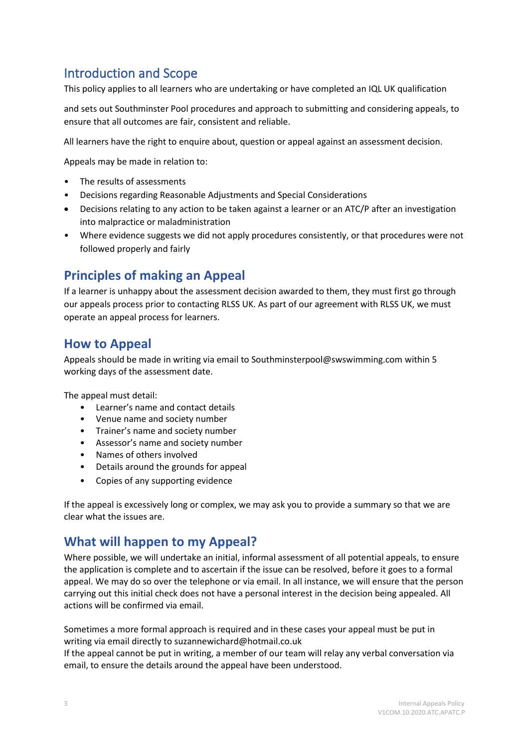## Introduction and Scope

This policy applies to all learners who are undertaking or have completed an IQL UK qualification

and sets out Southminster Pool procedures and approach to submitting and considering appeals, to ensure that all outcomes are fair, consistent and reliable.

All learners have the right to enquire about, question or appeal against an assessment decision.

Appeals may be made in relation to:

- The results of assessments
- Decisions regarding Reasonable Adjustments and Special Considerations
- Decisions relating to any action to be taken against a learner or an ATC/P after an investigation into malpractice or maladministration
- Where evidence suggests we did not apply procedures consistently, or that procedures were not followed properly and fairly

## Principles of making an Appeal

If a learner is unhappy about the assessment decision awarded to them, they must first go through our appeals process prior to contacting RLSS UK. As part of our agreement with RLSS UK, we must operate an appeal process for learners.

## How to Appeal

Appeals should be made in writing via email to Southminsterpool@swswimming.com within 5 working days of the assessment date.

The appeal must detail:

- Learner's name and contact details
- Venue name and society number
- Trainer's name and society number
- Assessor's name and society number
- Names of others involved
- Details around the grounds for appeal
- Copies of any supporting evidence

If the appeal is excessively long or complex, we may ask you to provide a summary so that we are clear what the issues are.

## What will happen to my Appeal?

Where possible, we will undertake an initial, informal assessment of all potential appeals, to ensure the application is complete and to ascertain if the issue can be resolved, before it goes to a formal appeal. We may do so over the telephone or via email. In all instance, we will ensure that the person carrying out this initial check does not have a personal interest in the decision being appealed. All actions will be confirmed via email.

Sometimes a more formal approach is required and in these cases your appeal must be put in writing via email directly to suzannewichard@hotmail.co.uk
If the appeal cannot be put in writing, a member of our team will relay any verbal conversation via email, to ensure the details around the appeal have been understood.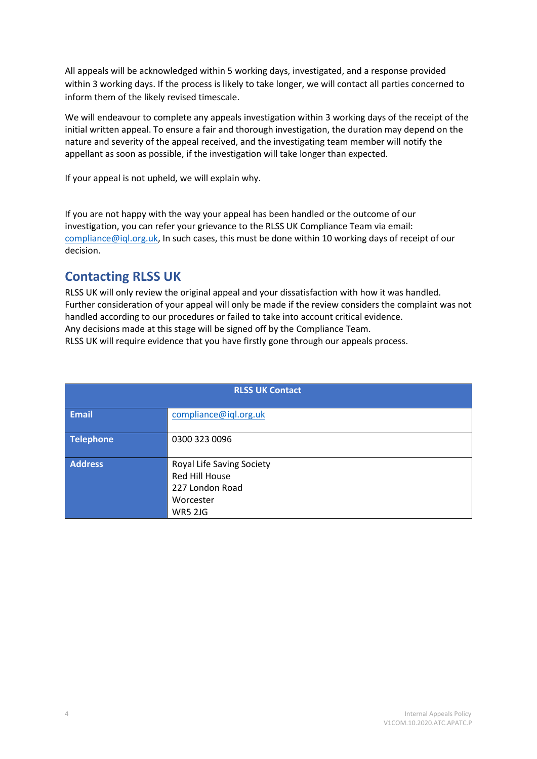All appeals will be acknowledged within 5 working days, investigated, and a response provided within 3 working days. If the process is likely to take longer, we will contact all parties concerned to inform them of the likely revised timescale.

We will endeavour to complete any appeals investigation within 3 working days of the receipt of the initial written appeal. To ensure a fair and thorough investigation, the duration may depend on the nature and severity of the appeal received, and the investigating team member will notify the appellant as soon as possible, if the investigation will take longer than expected.

If your appeal is not upheld, we will explain why.

If you are not happy with the way your appeal has been handled or the outcome of our investigation, you can refer your grievance to the RLSS UK Compliance Team via email: compliance@iql.org.uk, In such cases, this must be done within 10 working days of receipt of our decision.

## Contacting RLSS UK

RLSS UK will only review the original appeal and your dissatisfaction with how it was handled. Further consideration of your appeal will only be made if the review considers the complaint was not handled according to our procedures or failed to take into account critical evidence.
Any decisions made at this stage will be signed off by the Compliance Team.
RLSS UK will require evidence that you have firstly gone through our appeals process.

| **RLSS UK Contact** | |
|---|---|
| **Email** | compliance@iql.org.uk |
| **Telephone** | 0300 323 0096 |
| **Address** | Royal Life Saving Society<br>Red Hill House<br>227 London Road<br>Worcester<br>WR5 2JG |